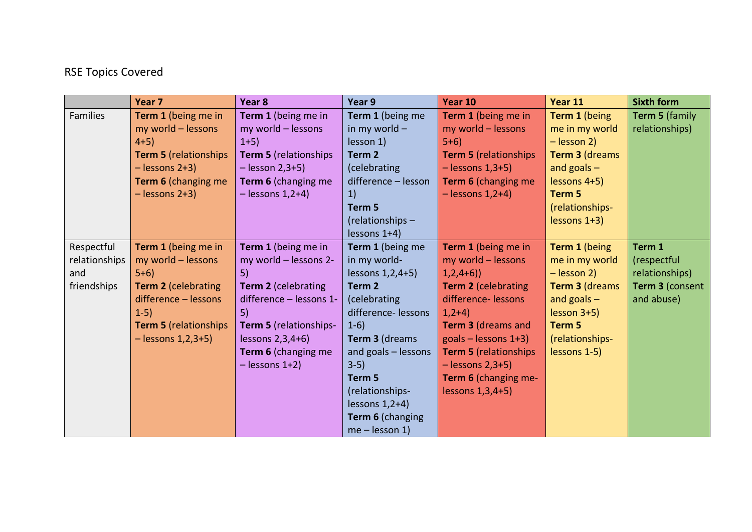RSE Topics Covered

| | Year 7 | Year 8 | Year 9 | Year 10 | Year 11 | Sixth form |
|---|---|---|---|---|---|---|
| Families | **Term 1** (being me in my world – lessons 4+5)<br>**Term 5** (relationships – lessons 2+3)<br>**Term 6** (changing me – lessons 2+3) | **Term 1** (being me in my world – lessons 1+5)<br>**Term 5** (relationships – lesson 2,3+5)<br>**Term 6** (changing me – lessons 1,2+4) | **Term 1** (being me in my world – lesson 1)<br>**Term 2** (celebrating difference – lesson 1)<br>**Term 5** (relationships – lessons 1+4) | **Term 1** (being me in my world – lessons 5+6)<br>**Term 5** (relationships – lessons 1,3+5)<br>**Term 6** (changing me – lessons 1,2+4) | **Term 1** (being me in my world – lesson 2)<br>**Term 3** (dreams and goals – lessons 4+5)<br>**Term 5** (relationships- lessons 1+3) | **Term 5** (family relationships) |
| Respectful relationships and friendships | **Term 1** (being me in my world – lessons 5+6)<br>**Term 2** (celebrating difference – lessons 1-5)<br>**Term 5** (relationships – lessons 1,2,3+5) | **Term 1** (being me in my world – lessons 2-5)<br>**Term 2** (celebrating difference – lessons 1-5)<br>**Term 5** (relationships- lessons 2,3,4+6)<br>**Term 6** (changing me – lessons 1+2) | **Term 1** (being me in my world- lessons 1,2,4+5)<br>**Term 2** (celebrating difference- lessons 1-6)<br>**Term 3** (dreams and goals – lessons 3-5)<br>**Term 5** (relationships- lessons 1,2+4)<br>**Term 6** (changing me – lesson 1) | **Term 1** (being me in my world – lessons 1,2,4+6))<br>**Term 2** (celebrating difference- lessons 1,2+4)<br>**Term 3** (dreams and goals – lessons 1+3)<br>**Term 5** (relationships – lessons 2,3+5)<br>**Term 6** (changing me- lessons 1,3,4+5) | **Term 1** (being me in my world – lesson 2)<br>**Term 3** (dreams and goals – lesson 3+5)<br>**Term 5** (relationships- lessons 1-5) | **Term 1** (respectful relationships)<br>**Term 3** (consent and abuse) |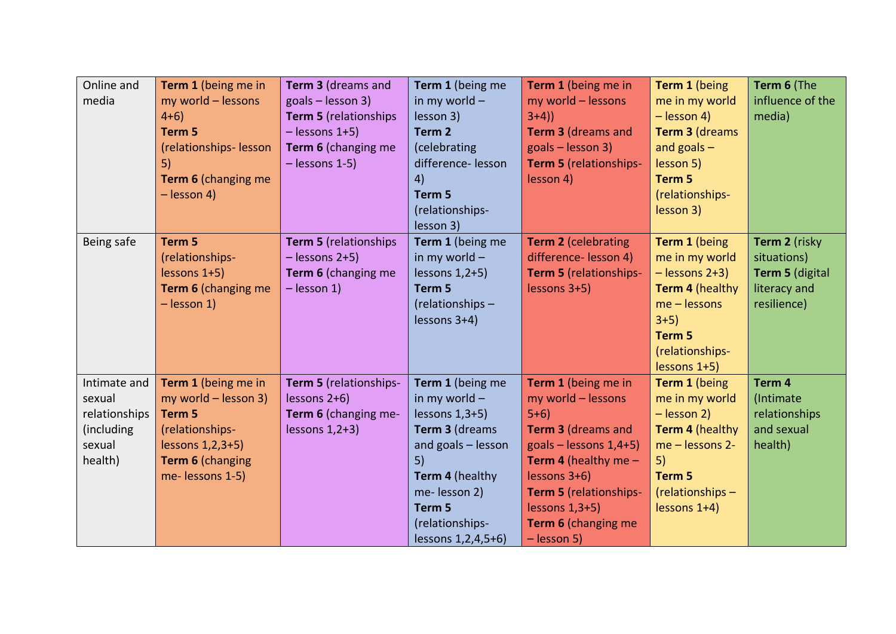| | | | | | | |
|---|---|---|---|---|---|---|
| Online and media | **Term 1** (being me in my world – lessons 4+6)<br>**Term 5** (relationships- lesson 5)<br>**Term 6** (changing me – lesson 4) | **Term 3** (dreams and goals – lesson 3)<br>**Term 5** (relationships – lessons 1+5)<br>**Term 6** (changing me – lessons 1-5) | **Term 1** (being me in my world – lesson 3)<br>**Term 2** (celebrating difference- lesson 4)<br>**Term 5** (relationships- lesson 3) | **Term 1** (being me in my world – lessons 3+4))<br>**Term 3** (dreams and goals – lesson 3)<br>**Term 5** (relationships- lesson 4) | **Term 1** (being me in my world – lesson 4)<br>**Term 3** (dreams and goals – lesson 5)<br>**Term 5** (relationships- lesson 3) | **Term 6** (The influence of the media) |
| Being safe | **Term 5** (relationships- lessons 1+5)<br>**Term 6** (changing me – lesson 1) | **Term 5** (relationships – lessons 2+5)<br>**Term 6** (changing me – lesson 1) | **Term 1** (being me in my world – lessons 1,2+5)<br>**Term 5** (relationships – lessons 3+4) | **Term 2** (celebrating difference- lesson 4)<br>**Term 5** (relationships- lessons 3+5) | **Term 1** (being me in my world – lessons 2+3)<br>**Term 4** (healthy me – lessons 3+5)<br>**Term 5** (relationships- lessons 1+5) | **Term 2** (risky situations)<br>**Term 5** (digital literacy and resilience) |
| Intimate and sexual relationships (including sexual health) | **Term 1** (being me in my world – lesson 3)<br>**Term 5** (relationships- lessons 1,2,3+5)<br>**Term 6** (changing me- lessons 1-5) | **Term 5** (relationships- lessons 2+6)<br>**Term 6** (changing me- lessons 1,2+3) | **Term 1** (being me in my world – lessons 1,3+5)<br>**Term 3** (dreams and goals – lesson 5)<br>**Term 4** (healthy me- lesson 2)<br>**Term 5** (relationships- lessons 1,2,4,5+6) | **Term 1** (being me in my world – lessons 5+6)<br>**Term 3** (dreams and goals – lessons 1,4+5)<br>**Term 4** (healthy me – lessons 3+6)<br>**Term 5** (relationships- lessons 1,3+5)<br>**Term 6** (changing me – lesson 5) | **Term 1** (being me in my world – lesson 2)<br>**Term 4** (healthy me – lessons 2-5)<br>**Term 5** (relationships – lessons 1+4) | **Term 4** (Intimate relationships and sexual health) |